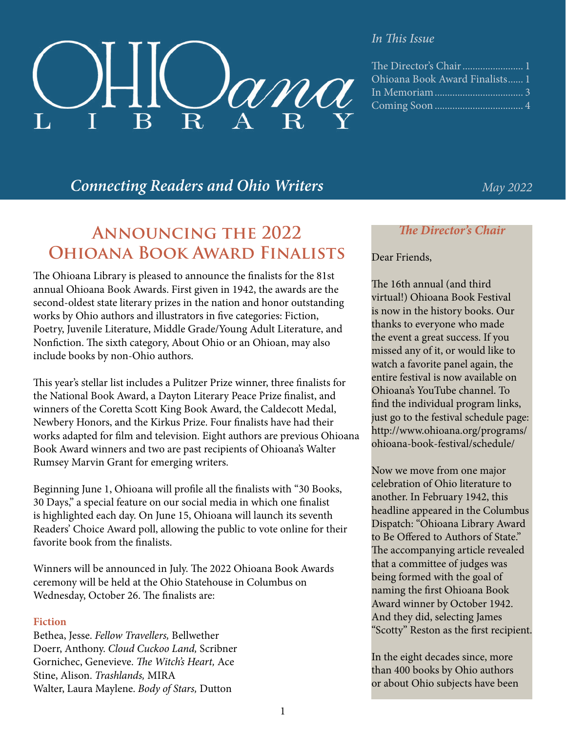# OHIOana LIBRARY

*Connecting Readers and Ohio Writers*

*May 2022*

*In This Issue*

- The Director's Chair ........................ 1
- Ohioana Book Award Finalists...... 1
- In Memoriam .................................. 3
- Coming Soon .................................. 4

## Announcing the 2022 Ohioana Book Award Finalists

The Ohioana Library is pleased to announce the finalists for the 81st annual Ohioana Book Awards. First given in 1942, the awards are the second-oldest state literary prizes in the nation and honor outstanding works by Ohio authors and illustrators in five categories: Fiction, Poetry, Juvenile Literature, Middle Grade/Young Adult Literature, and Nonfiction. The sixth category, About Ohio or an Ohioan, may also include books by non-Ohio authors.

This year's stellar list includes a Pulitzer Prize winner, three finalists for the National Book Award, a Dayton Literary Peace Prize finalist, and winners of the Coretta Scott King Book Award, the Caldecott Medal, Newbery Honors, and the Kirkus Prize. Four finalists have had their works adapted for film and television. Eight authors are previous Ohioana Book Award winners and two are past recipients of Ohioana's Walter Rumsey Marvin Grant for emerging writers.

Beginning June 1, Ohioana will profile all the finalists with "30 Books, 30 Days," a special feature on our social media in which one finalist is highlighted each day. On June 15, Ohioana will launch its seventh Readers' Choice Award poll, allowing the public to vote online for their favorite book from the finalists.

Winners will be announced in July. The 2022 Ohioana Book Awards ceremony will be held at the Ohio Statehouse in Columbus on Wednesday, October 26. The finalists are:

### Fiction

Bethea, Jesse. *Fellow Travellers,* Bellwether
Doerr, Anthony. *Cloud Cuckoo Land,* Scribner
Gornichec, Genevieve. *The Witch's Heart,* Ace
Stine, Alison. *Trashlands,* MIRA
Walter, Laura Maylene. *Body of Stars,* Dutton

### *The Director's Chair*

Dear Friends,

The 16th annual (and third virtual!) Ohioana Book Festival is now in the history books. Our thanks to everyone who made the event a great success. If you missed any of it, or would like to watch a favorite panel again, the entire festival is now available on Ohioana's YouTube channel. To find the individual program links, just go to the festival schedule page: http://www.ohioana.org/programs/ohioana-book-festival/schedule/

Now we move from one major celebration of Ohio literature to another. In February 1942, this headline appeared in the Columbus Dispatch: "Ohioana Library Award to Be Offered to Authors of State." The accompanying article revealed that a committee of judges was being formed with the goal of naming the first Ohioana Book Award winner by October 1942. And they did, selecting James "Scotty" Reston as the first recipient.

In the eight decades since, more than 400 books by Ohio authors or about Ohio subjects have been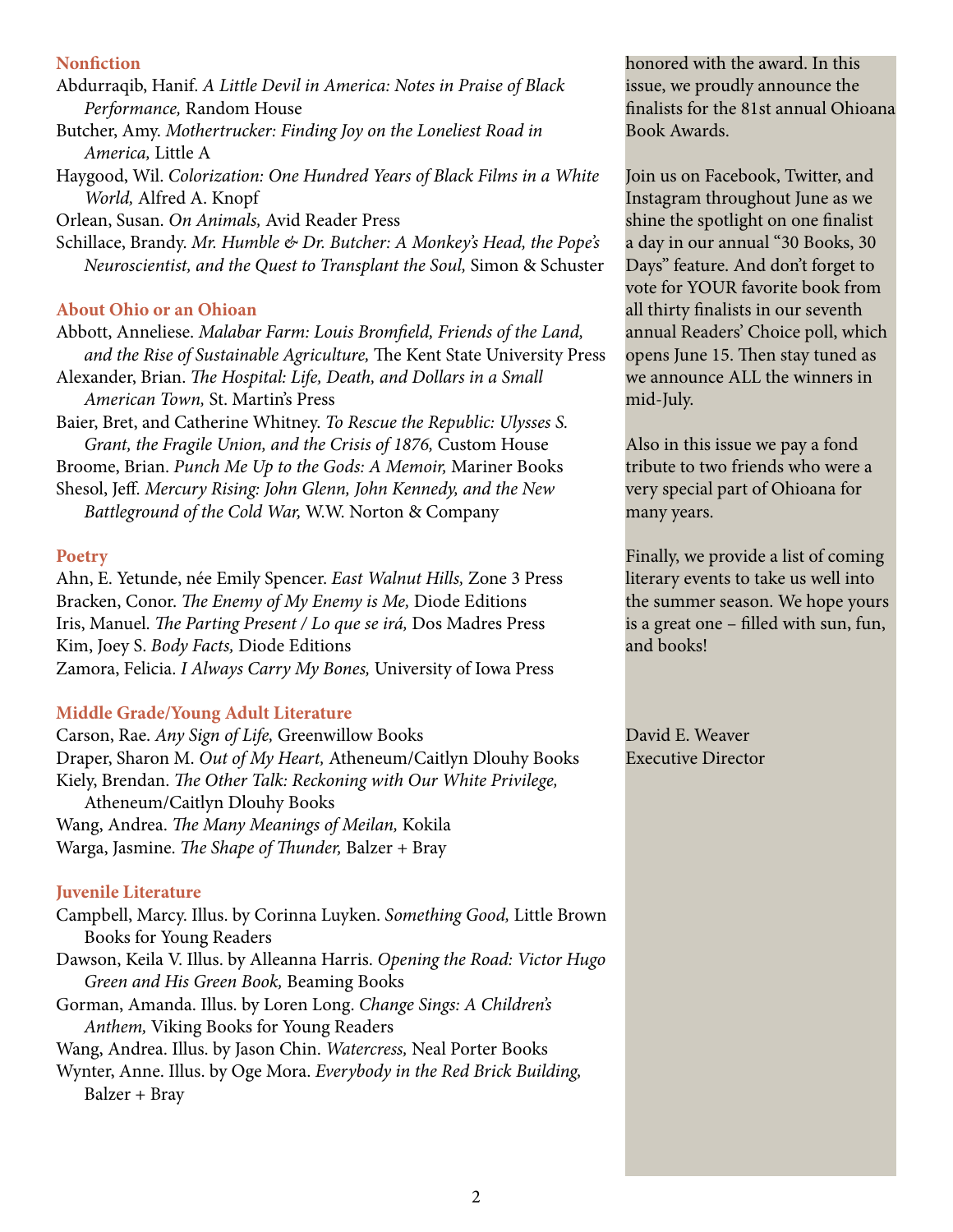## Nonfiction

Abdurraqib, Hanif. *A Little Devil in America: Notes in Praise of Black Performance,* Random House

Butcher, Amy. *Mothertrucker: Finding Joy on the Loneliest Road in America,* Little A

Haygood, Wil. *Colorization: One Hundred Years of Black Films in a White World,* Alfred A. Knopf

Orlean, Susan. *On Animals,* Avid Reader Press

Schillace, Brandy. *Mr. Humble & Dr. Butcher: A Monkey's Head, the Pope's Neuroscientist, and the Quest to Transplant the Soul,* Simon & Schuster

## About Ohio or an Ohioan

Abbott, Anneliese. *Malabar Farm: Louis Bromfield, Friends of the Land, and the Rise of Sustainable Agriculture,* The Kent State University Press

Alexander, Brian. *The Hospital: Life, Death, and Dollars in a Small American Town,* St. Martin's Press

Baier, Bret, and Catherine Whitney. *To Rescue the Republic: Ulysses S. Grant, the Fragile Union, and the Crisis of 1876,* Custom House

Broome, Brian. *Punch Me Up to the Gods: A Memoir,* Mariner Books

Shesol, Jeff. *Mercury Rising: John Glenn, John Kennedy, and the New Battleground of the Cold War,* W.W. Norton & Company

## Poetry

Ahn, E. Yetunde, née Emily Spencer. *East Walnut Hills,* Zone 3 Press

Bracken, Conor. *The Enemy of My Enemy is Me,* Diode Editions

Iris, Manuel. *The Parting Present / Lo que se irá,* Dos Madres Press

Kim, Joey S. *Body Facts,* Diode Editions

Zamora, Felicia. *I Always Carry My Bones,* University of Iowa Press

## Middle Grade/Young Adult Literature

Carson, Rae. *Any Sign of Life,* Greenwillow Books

Draper, Sharon M. *Out of My Heart,* Atheneum/Caitlyn Dlouhy Books

Kiely, Brendan. *The Other Talk: Reckoning with Our White Privilege,* Atheneum/Caitlyn Dlouhy Books

Wang, Andrea. *The Many Meanings of Meilan,* Kokila

Warga, Jasmine. *The Shape of Thunder,* Balzer + Bray

## Juvenile Literature

Campbell, Marcy. Illus. by Corinna Luyken. *Something Good,* Little Brown Books for Young Readers

Dawson, Keila V. Illus. by Alleanna Harris. *Opening the Road: Victor Hugo Green and His Green Book,* Beaming Books

Gorman, Amanda. Illus. by Loren Long. *Change Sings: A Children's Anthem,* Viking Books for Young Readers

Wang, Andrea. Illus. by Jason Chin. *Watercress,* Neal Porter Books

Wynter, Anne. Illus. by Oge Mora. *Everybody in the Red Brick Building,* Balzer + Bray

honored with the award. In this issue, we proudly announce the finalists for the 81st annual Ohioana Book Awards.

Join us on Facebook, Twitter, and Instagram throughout June as we shine the spotlight on one finalist a day in our annual "30 Books, 30 Days" feature. And don't forget to vote for YOUR favorite book from all thirty finalists in our seventh annual Readers' Choice poll, which opens June 15. Then stay tuned as we announce ALL the winners in mid-July.

Also in this issue we pay a fond tribute to two friends who were a very special part of Ohioana for many years.

Finally, we provide a list of coming literary events to take us well into the summer season. We hope yours is a great one – filled with sun, fun, and books!

David E. Weaver
Executive Director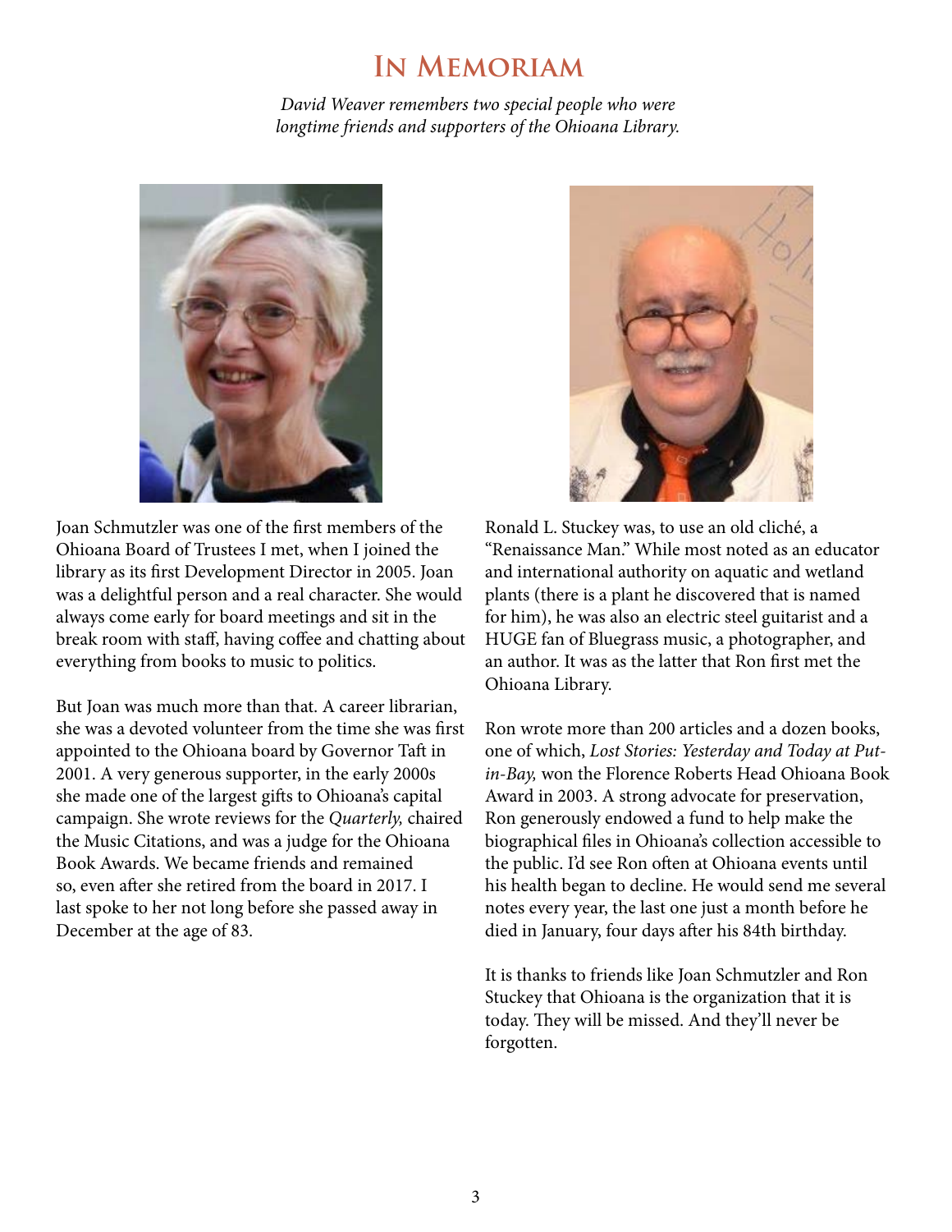# In Memoriam

*David Weaver remembers two special people who were longtime friends and supporters of the Ohioana Library.*

Joan Schmutzler was one of the first members of the Ohioana Board of Trustees I met, when I joined the library as its first Development Director in 2005. Joan was a delightful person and a real character. She would always come early for board meetings and sit in the break room with staff, having coffee and chatting about everything from books to music to politics.

But Joan was much more than that. A career librarian, she was a devoted volunteer from the time she was first appointed to the Ohioana board by Governor Taft in 2001. A very generous supporter, in the early 2000s she made one of the largest gifts to Ohioana's capital campaign. She wrote reviews for the *Quarterly,* chaired the Music Citations, and was a judge for the Ohioana Book Awards. We became friends and remained so, even after she retired from the board in 2017. I last spoke to her not long before she passed away in December at the age of 83.

Ronald L. Stuckey was, to use an old cliché, a "Renaissance Man." While most noted as an educator and international authority on aquatic and wetland plants (there is a plant he discovered that is named for him), he was also an electric steel guitarist and a HUGE fan of Bluegrass music, a photographer, and an author. It was as the latter that Ron first met the Ohioana Library.

Ron wrote more than 200 articles and a dozen books, one of which, *Lost Stories: Yesterday and Today at Put-in-Bay,* won the Florence Roberts Head Ohioana Book Award in 2003. A strong advocate for preservation, Ron generously endowed a fund to help make the biographical files in Ohioana's collection accessible to the public. I'd see Ron often at Ohioana events until his health began to decline. He would send me several notes every year, the last one just a month before he died in January, four days after his 84th birthday.

It is thanks to friends like Joan Schmutzler and Ron Stuckey that Ohioana is the organization that it is today. They will be missed. And they'll never be forgotten.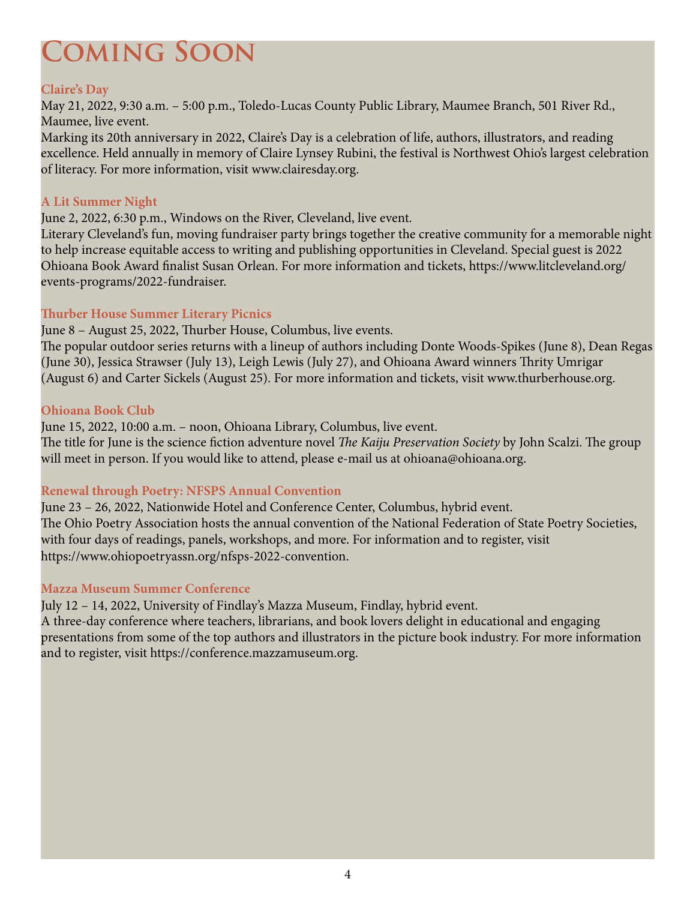# Coming Soon

### Claire's Day

May 21, 2022, 9:30 a.m. – 5:00 p.m., Toledo-Lucas County Public Library, Maumee Branch, 501 River Rd., Maumee, live event.

Marking its 20th anniversary in 2022, Claire's Day is a celebration of life, authors, illustrators, and reading excellence. Held annually in memory of Claire Lynsey Rubini, the festival is Northwest Ohio's largest celebration of literacy. For more information, visit www.clairesday.org.

### A Lit Summer Night

June 2, 2022, 6:30 p.m., Windows on the River, Cleveland, live event.

Literary Cleveland's fun, moving fundraiser party brings together the creative community for a memorable night to help increase equitable access to writing and publishing opportunities in Cleveland. Special guest is 2022 Ohioana Book Award finalist Susan Orlean. For more information and tickets, https://www.litcleveland.org/events-programs/2022-fundraiser.

### Thurber House Summer Literary Picnics

June 8 – August 25, 2022, Thurber House, Columbus, live events.

The popular outdoor series returns with a lineup of authors including Donte Woods-Spikes (June 8), Dean Regas (June 30), Jessica Strawser (July 13), Leigh Lewis (July 27), and Ohioana Award winners Thrity Umrigar (August 6) and Carter Sickels (August 25). For more information and tickets, visit www.thurberhouse.org.

### Ohioana Book Club

June 15, 2022, 10:00 a.m. – noon, Ohioana Library, Columbus, live event.

The title for June is the science fiction adventure novel *The Kaiju Preservation Society* by John Scalzi. The group will meet in person. If you would like to attend, please e-mail us at ohioana@ohioana.org.

### Renewal through Poetry: NFSPS Annual Convention

June 23 – 26, 2022, Nationwide Hotel and Conference Center, Columbus, hybrid event.

The Ohio Poetry Association hosts the annual convention of the National Federation of State Poetry Societies, with four days of readings, panels, workshops, and more. For information and to register, visit https://www.ohiopoetryassn.org/nfsps-2022-convention.

### Mazza Museum Summer Conference

July 12 – 14, 2022, University of Findlay's Mazza Museum, Findlay, hybrid event.

A three-day conference where teachers, librarians, and book lovers delight in educational and engaging presentations from some of the top authors and illustrators in the picture book industry. For more information and to register, visit https://conference.mazzamuseum.org.